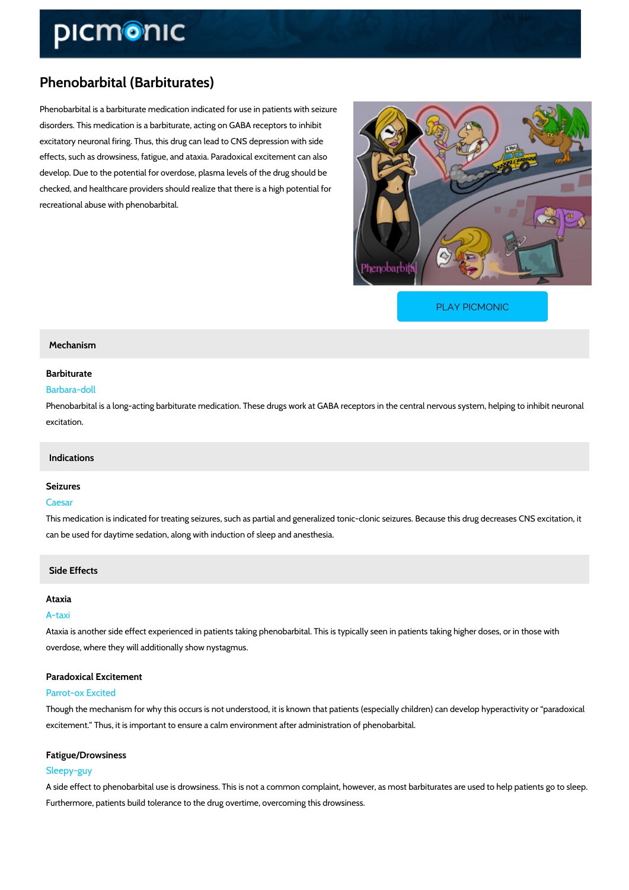# Phenobarbital (Barbiturates)

Phenobarbital is a barbiturate medication indicated for use in patients with seizure disorders. This medication is a barbiturate, acting on GABA receptors to inhibit excitatory neuronal firing. Thus, this drug can lead to CNS depression with side effects, such as drowsiness, fatigue, and ataxia. Paradoxical excitement can also develop. Due to the potential for overdose, plasma levels of the drug should be checked, and healthcare providers should realize that there is a high potential for recreational abuse with phenobarbital.

PLAY PICMONIC

## Mechanism

### Barbiturate

Barbara-doll

Phenobarbital is a long-acting barbiturate medication. These drugs work at GABA receptors in the central nervous system, helping to inhibit neuronal excitation.

## Indications

### Seizures

Caesar

This medication is indicated for treating seizures, such as partial and generalized tonic-clonic seizures. Because this drug decreases CNS excitation, it can be used for daytime sedation, along with induction of sleep and anesthesia.

## Side Effects

### Ataxia

A-taxi

Ataxia is another side effect experienced in patients taking phenobarbital. This is typically seen in patients taking higher doses, or in those with overdose, where they will additionally show nystagmus.

### Paradoxical Excitement

Parrot-ox Excited

Though the mechanism for why this occurs is not understood, it is known that patients (especially children) can develop hyperactivity or "paradoxical excitement." Thus, it is important to ensure a calm environment after administration of phenobarbital.

### Fatigue/Drowsiness

Sleepy-guy

A side effect to phenobarbital use is drowsiness. This is not a common complaint, however, as most barbiturates are used to help patients go to sleep. Furthermore, patients build tolerance to the drug overtime, overcoming this drowsiness.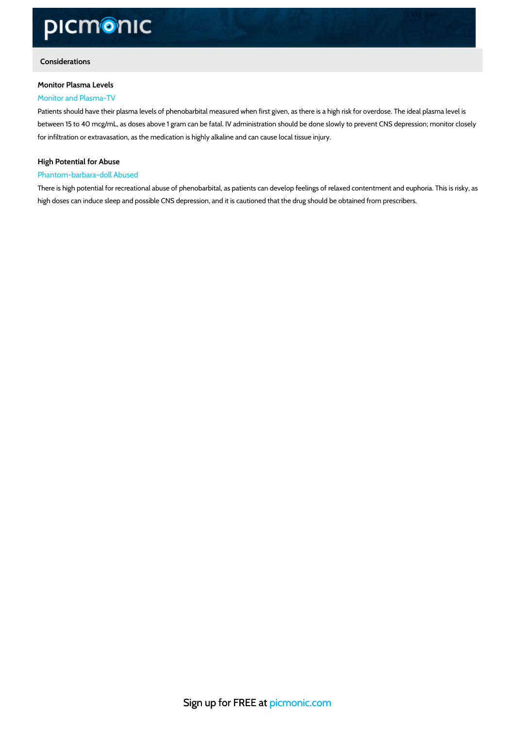## Considerations

### Monitor Plasma Levels

Monitor and Plasma-TV

Patients should have their plasma levels of phenobarbital measured when first given, as there is a high risk for overdose. The ideal plasma level is between 15 to 40 mcg/mL, as doses above 1 gram can be fatal. IV administration should be done slowly to prevent CNS depression; monitor closely for infiltration or extravasation, as the medication is highly alkaline and can cause local tissue injury.

### High Potential for Abuse

Phantom-barbara-doll Abused

There is high potential for recreational abuse of phenobarbital, as patients can develop feelings of relaxed contentment and euphoria. This is risky, as high doses can induce sleep and possible CNS depression, and it is cautioned that the drug should be obtained from prescribers.